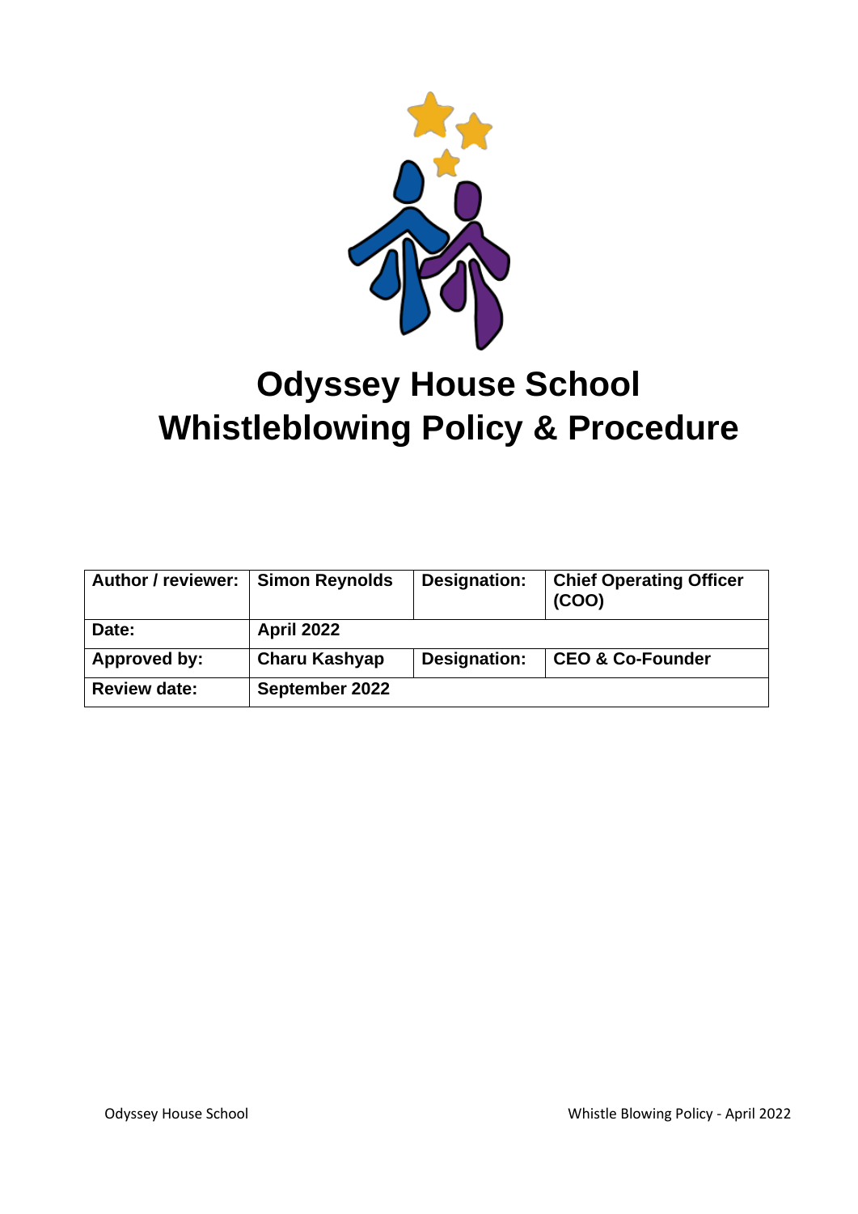# Odyssey House School
# Whistleblowing Policy & Procedure

| Author / reviewer: | Simon Reynolds | Designation: | Chief Operating Officer (COO) |
| --- | --- | --- | --- |
| Date: | April 2022 | | |
| Approved by: | Charu Kashyap | Designation: | CEO & Co-Founder |
| Review date: | September 2022 | | |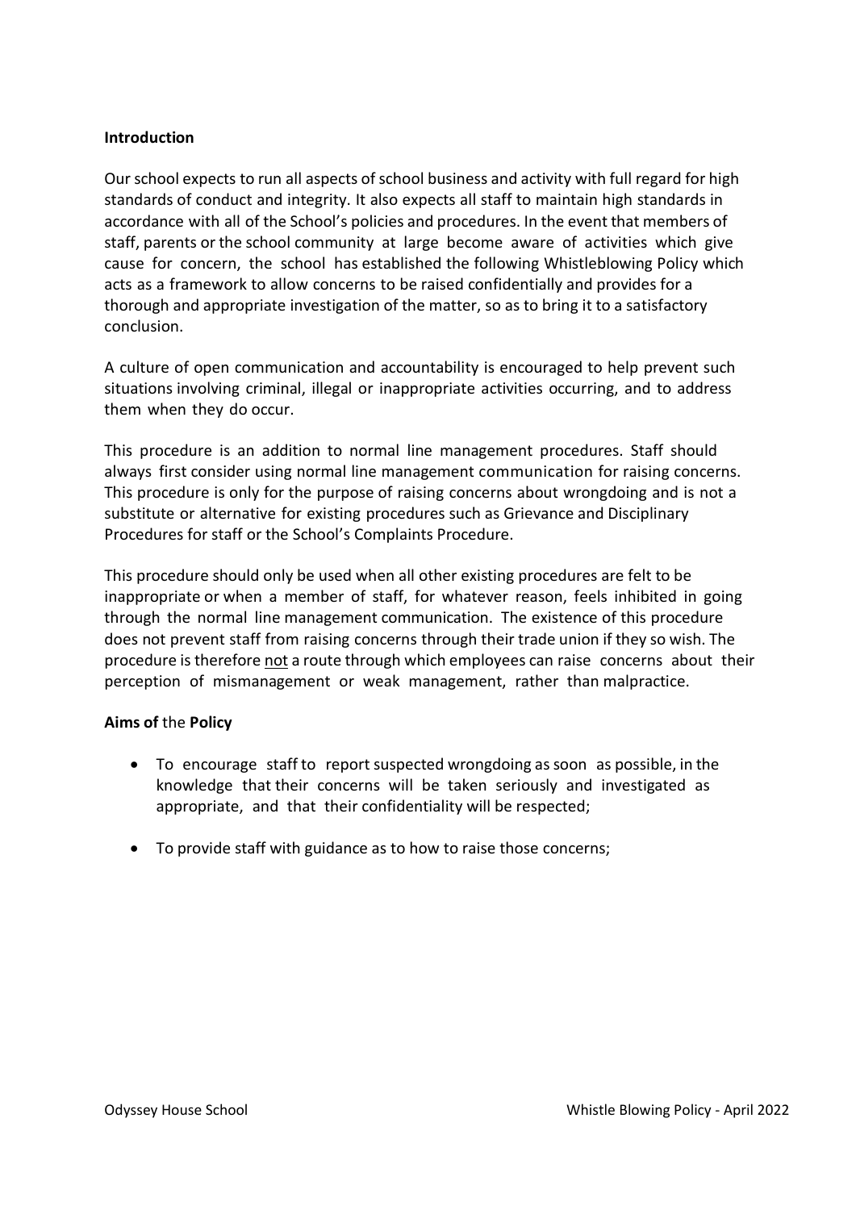**Introduction**

Our school expects to run all aspects of school business and activity with full regard for high standards of conduct and integrity. It also expects all staff to maintain high standards in accordance with all of the School's policies and procedures. In the event that members of staff, parents or the school community at large become aware of activities which give cause for concern, the school has established the following Whistleblowing Policy which acts as a framework to allow concerns to be raised confidentially and provides for a thorough and appropriate investigation of the matter, so as to bring it to a satisfactory conclusion.

A culture of open communication and accountability is encouraged to help prevent such situations involving criminal, illegal or inappropriate activities occurring, and to address them when they do occur.

This procedure is an addition to normal line management procedures. Staff should always first consider using normal line management communication for raising concerns. This procedure is only for the purpose of raising concerns about wrongdoing and is not a substitute or alternative for existing procedures such as Grievance and Disciplinary Procedures for staff or the School's Complaints Procedure.

This procedure should only be used when all other existing procedures are felt to be inappropriate or when a member of staff, for whatever reason, feels inhibited in going through the normal line management communication. The existence of this procedure does not prevent staff from raising concerns through their trade union if they so wish. The procedure is therefore <u>not</u> a route through which employees can raise concerns about their perception of mismanagement or weak management, rather than malpractice.

**Aims of** the **Policy**

- To encourage staff to report suspected wrongdoing as soon as possible, in the knowledge that their concerns will be taken seriously and investigated as appropriate, and that their confidentiality will be respected;
- To provide staff with guidance as to how to raise those concerns;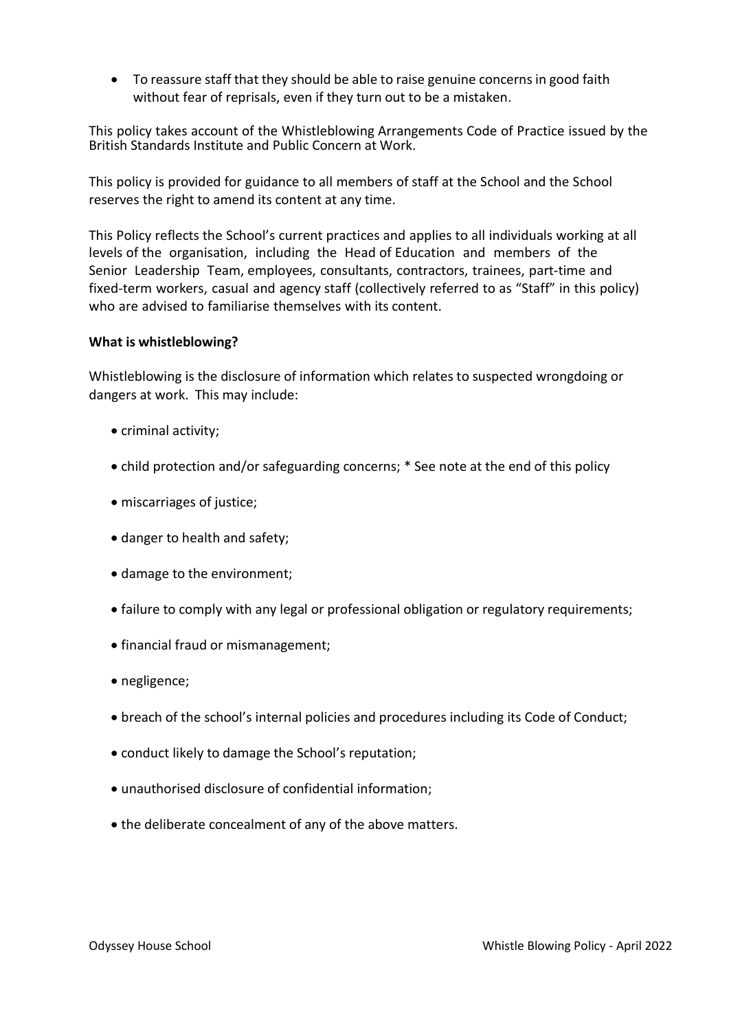- To reassure staff that they should be able to raise genuine concerns in good faith without fear of reprisals, even if they turn out to be a mistaken.

This policy takes account of the Whistleblowing Arrangements Code of Practice issued by the British Standards Institute and Public Concern at Work.

This policy is provided for guidance to all members of staff at the School and the School reserves the right to amend its content at any time.

This Policy reflects the School's current practices and applies to all individuals working at all levels of the organisation, including the Head of Education and members of the Senior Leadership Team, employees, consultants, contractors, trainees, part-time and fixed-term workers, casual and agency staff (collectively referred to as "Staff" in this policy) who are advised to familiarise themselves with its content.

**What is whistleblowing?**

Whistleblowing is the disclosure of information which relates to suspected wrongdoing or dangers at work. This may include:

- criminal activity;
- child protection and/or safeguarding concerns; * See note at the end of this policy
- miscarriages of justice;
- danger to health and safety;
- damage to the environment;
- failure to comply with any legal or professional obligation or regulatory requirements;
- financial fraud or mismanagement;
- negligence;
- breach of the school's internal policies and procedures including its Code of Conduct;
- conduct likely to damage the School's reputation;
- unauthorised disclosure of confidential information;
- the deliberate concealment of any of the above matters.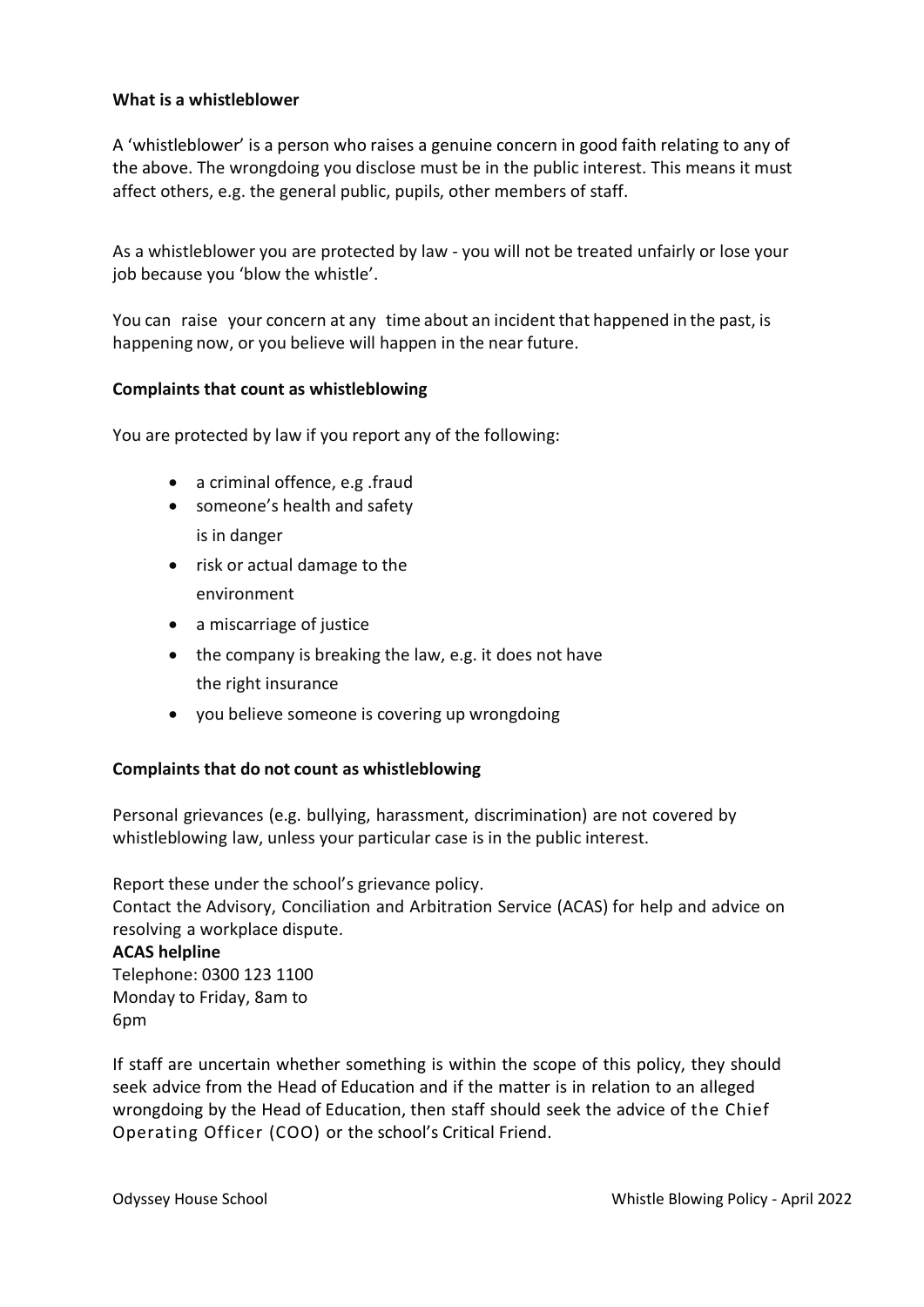**What is a whistleblower**

A 'whistleblower' is a person who raises a genuine concern in good faith relating to any of the above. The wrongdoing you disclose must be in the public interest. This means it must affect others, e.g. the general public, pupils, other members of staff.

As a whistleblower you are protected by law - you will not be treated unfairly or lose your job because you 'blow the whistle'.

You can raise your concern at any time about an incident that happened in the past, is happening now, or you believe will happen in the near future.

**Complaints that count as whistleblowing**

You are protected by law if you report any of the following:

- a criminal offence, e.g .fraud
- someone's health and safety is in danger
- risk or actual damage to the environment
- a miscarriage of justice
- the company is breaking the law, e.g. it does not have the right insurance
- you believe someone is covering up wrongdoing

**Complaints that do not count as whistleblowing**

Personal grievances (e.g. bullying, harassment, discrimination) are not covered by whistleblowing law, unless your particular case is in the public interest.

Report these under the school's grievance policy.
Contact the Advisory, Conciliation and Arbitration Service (ACAS) for help and advice on resolving a workplace dispute.

**ACAS helpline**
Telephone: 0300 123 1100
Monday to Friday, 8am to 6pm

If staff are uncertain whether something is within the scope of this policy, they should seek advice from the Head of Education and if the matter is in relation to an alleged wrongdoing by the Head of Education, then staff should seek the advice of the Chief Operating Officer (COO) or the school's Critical Friend.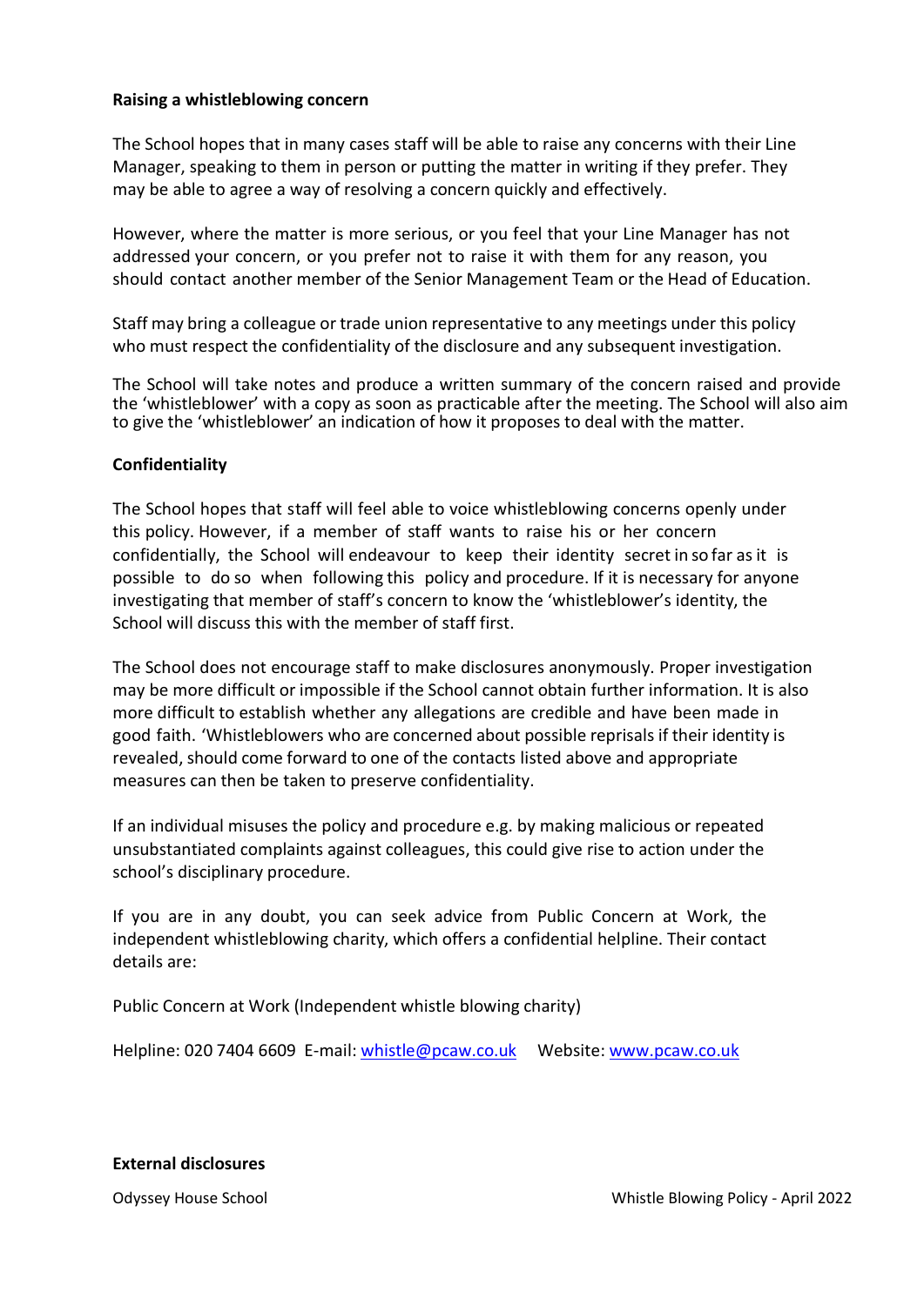**Raising a whistleblowing concern**

The School hopes that in many cases staff will be able to raise any concerns with their Line Manager, speaking to them in person or putting the matter in writing if they prefer. They may be able to agree a way of resolving a concern quickly and effectively.

However, where the matter is more serious, or you feel that your Line Manager has not addressed your concern, or you prefer not to raise it with them for any reason, you should contact another member of the Senior Management Team or the Head of Education.

Staff may bring a colleague or trade union representative to any meetings under this policy who must respect the confidentiality of the disclosure and any subsequent investigation.

The School will take notes and produce a written summary of the concern raised and provide the 'whistleblower' with a copy as soon as practicable after the meeting. The School will also aim to give the 'whistleblower' an indication of how it proposes to deal with the matter.

**Confidentiality**

The School hopes that staff will feel able to voice whistleblowing concerns openly under this policy. However, if a member of staff wants to raise his or her concern confidentially, the School will endeavour to keep their identity secret in so far as it is possible to do so when following this policy and procedure. If it is necessary for anyone investigating that member of staff's concern to know the 'whistleblower's identity, the School will discuss this with the member of staff first.

The School does not encourage staff to make disclosures anonymously. Proper investigation may be more difficult or impossible if the School cannot obtain further information. It is also more difficult to establish whether any allegations are credible and have been made in good faith. 'Whistleblowers who are concerned about possible reprisals if their identity is revealed, should come forward to one of the contacts listed above and appropriate measures can then be taken to preserve confidentiality.

If an individual misuses the policy and procedure e.g. by making malicious or repeated unsubstantiated complaints against colleagues, this could give rise to action under the school's disciplinary procedure.

If you are in any doubt, you can seek advice from Public Concern at Work, the independent whistleblowing charity, which offers a confidential helpline. Their contact details are:

Public Concern at Work (Independent whistle blowing charity)

Helpline: 020 7404 6609 E-mail: whistle@pcaw.co.uk Website: www.pcaw.co.uk

**External disclosures**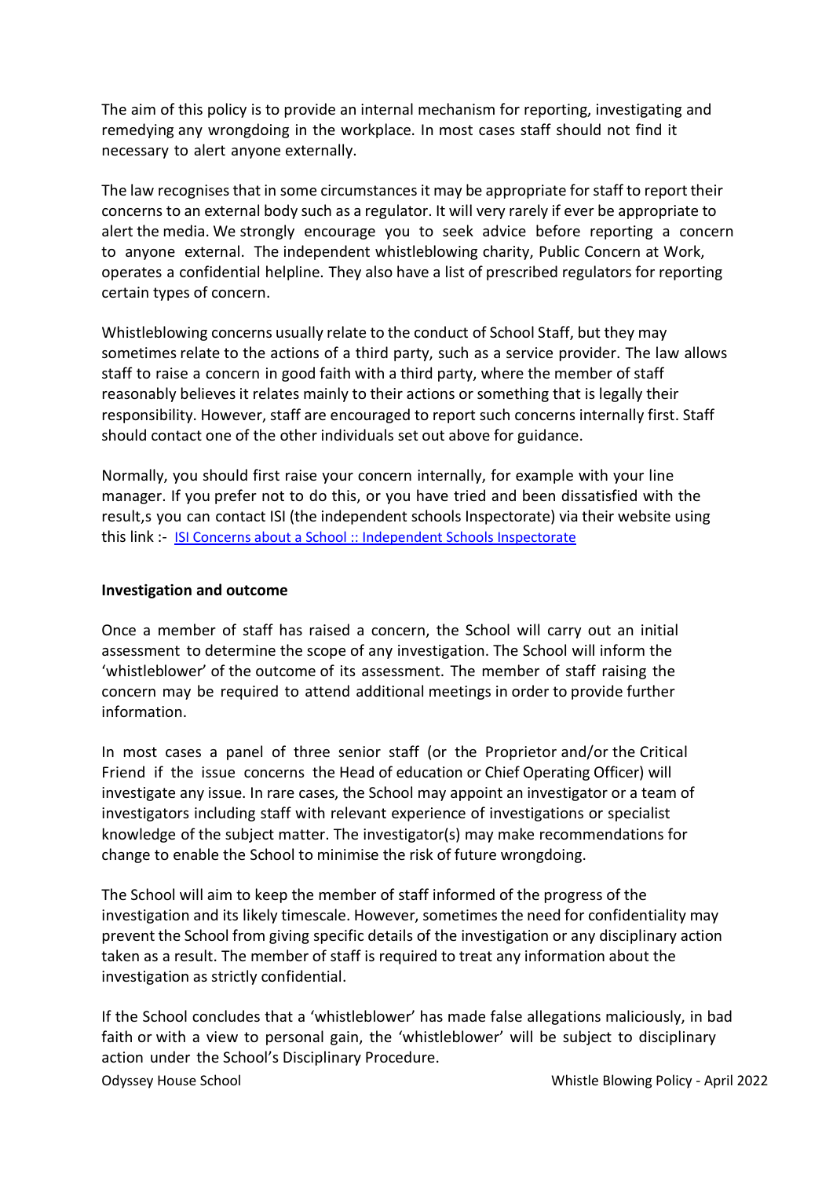The aim of this policy is to provide an internal mechanism for reporting, investigating and remedying any wrongdoing in the workplace. In most cases staff should not find it necessary to alert anyone externally.

The law recognises that in some circumstances it may be appropriate for staff to report their concerns to an external body such as a regulator. It will very rarely if ever be appropriate to alert the media. We strongly encourage you to seek advice before reporting a concern to anyone external. The independent whistleblowing charity, Public Concern at Work, operates a confidential helpline. They also have a list of prescribed regulators for reporting certain types of concern.

Whistleblowing concerns usually relate to the conduct of School Staff, but they may sometimes relate to the actions of a third party, such as a service provider. The law allows staff to raise a concern in good faith with a third party, where the member of staff reasonably believes it relates mainly to their actions or something that is legally their responsibility. However, staff are encouraged to report such concerns internally first. Staff should contact one of the other individuals set out above for guidance.

Normally, you should first raise your concern internally, for example with your line manager. If you prefer not to do this, or you have tried and been dissatisfied with the result,s you can contact ISI (the independent schools Inspectorate) via their website using this link :- [ISI Concerns about a School :: Independent Schools Inspectorate]

**Investigation and outcome**

Once a member of staff has raised a concern, the School will carry out an initial assessment to determine the scope of any investigation. The School will inform the 'whistleblower' of the outcome of its assessment. The member of staff raising the concern may be required to attend additional meetings in order to provide further information.

In most cases a panel of three senior staff (or the Proprietor and/or the Critical Friend if the issue concerns the Head of education or Chief Operating Officer) will investigate any issue. In rare cases, the School may appoint an investigator or a team of investigators including staff with relevant experience of investigations or specialist knowledge of the subject matter. The investigator(s) may make recommendations for change to enable the School to minimise the risk of future wrongdoing.

The School will aim to keep the member of staff informed of the progress of the investigation and its likely timescale. However, sometimes the need for confidentiality may prevent the School from giving specific details of the investigation or any disciplinary action taken as a result. The member of staff is required to treat any information about the investigation as strictly confidential.

If the School concludes that a 'whistleblower' has made false allegations maliciously, in bad faith or with a view to personal gain, the 'whistleblower' will be subject to disciplinary action under the School's Disciplinary Procedure.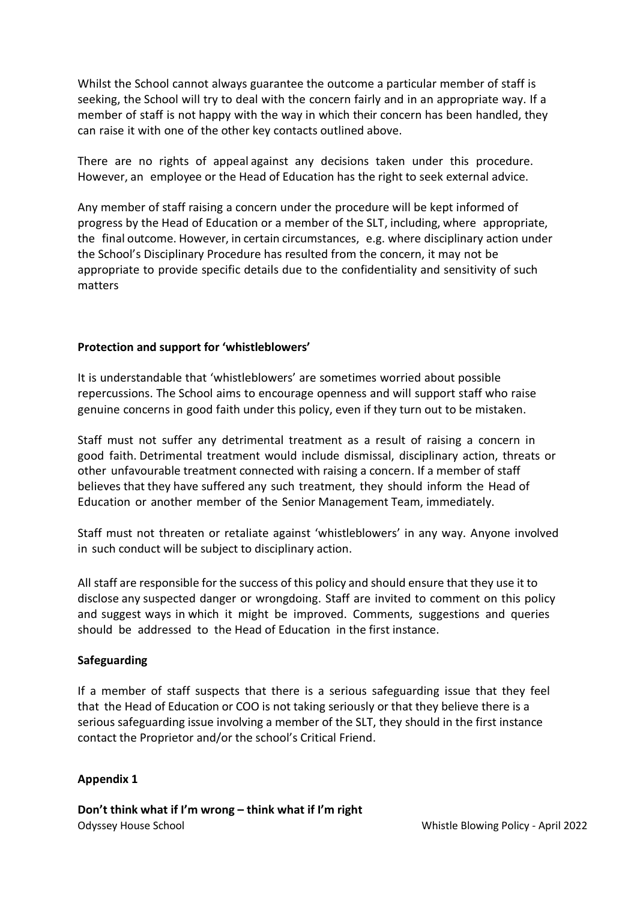Whilst the School cannot always guarantee the outcome a particular member of staff is seeking, the School will try to deal with the concern fairly and in an appropriate way. If a member of staff is not happy with the way in which their concern has been handled, they can raise it with one of the other key contacts outlined above.

There are no rights of appeal against any decisions taken under this procedure. However, an employee or the Head of Education has the right to seek external advice.

Any member of staff raising a concern under the procedure will be kept informed of progress by the Head of Education or a member of the SLT, including, where appropriate, the final outcome. However, in certain circumstances, e.g. where disciplinary action under the School's Disciplinary Procedure has resulted from the concern, it may not be appropriate to provide specific details due to the confidentiality and sensitivity of such matters

**Protection and support for 'whistleblowers'**

It is understandable that 'whistleblowers' are sometimes worried about possible repercussions. The School aims to encourage openness and will support staff who raise genuine concerns in good faith under this policy, even if they turn out to be mistaken.

Staff must not suffer any detrimental treatment as a result of raising a concern in good faith. Detrimental treatment would include dismissal, disciplinary action, threats or other unfavourable treatment connected with raising a concern. If a member of staff believes that they have suffered any such treatment, they should inform the Head of Education or another member of the Senior Management Team, immediately.

Staff must not threaten or retaliate against 'whistleblowers' in any way. Anyone involved in such conduct will be subject to disciplinary action.

All staff are responsible for the success of this policy and should ensure that they use it to disclose any suspected danger or wrongdoing. Staff are invited to comment on this policy and suggest ways in which it might be improved. Comments, suggestions and queries should be addressed to the Head of Education in the first instance.

**Safeguarding**

If a member of staff suspects that there is a serious safeguarding issue that they feel that the Head of Education or COO is not taking seriously or that they believe there is a serious safeguarding issue involving a member of the SLT, they should in the first instance contact the Proprietor and/or the school's Critical Friend.

**Appendix 1**

**Don't think what if I'm wrong – think what if I'm right**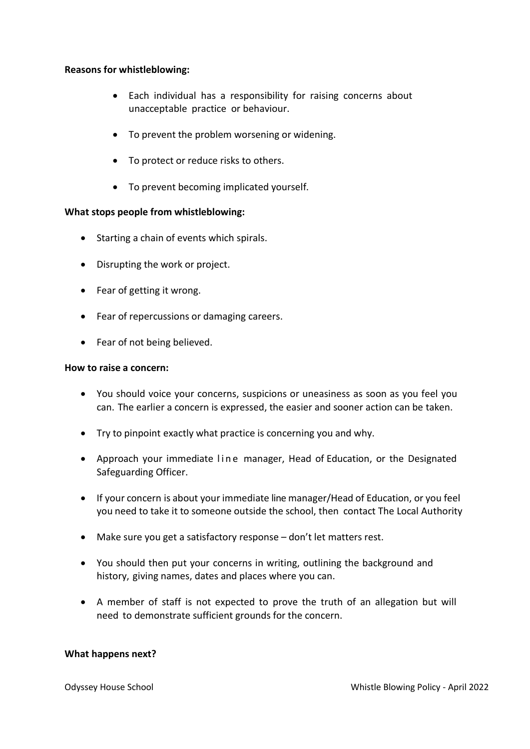**Reasons for whistleblowing:**

- Each individual has a responsibility for raising concerns about unacceptable practice or behaviour.
- To prevent the problem worsening or widening.
- To protect or reduce risks to others.
- To prevent becoming implicated yourself.

**What stops people from whistleblowing:**

- Starting a chain of events which spirals.
- Disrupting the work or project.
- Fear of getting it wrong.
- Fear of repercussions or damaging careers.
- Fear of not being believed.

**How to raise a concern:**

- You should voice your concerns, suspicions or uneasiness as soon as you feel you can. The earlier a concern is expressed, the easier and sooner action can be taken.
- Try to pinpoint exactly what practice is concerning you and why.
- Approach your immediate line manager, Head of Education, or the Designated Safeguarding Officer.
- If your concern is about your immediate line manager/Head of Education, or you feel you need to take it to someone outside the school, then contact The Local Authority
- Make sure you get a satisfactory response – don't let matters rest.
- You should then put your concerns in writing, outlining the background and history, giving names, dates and places where you can.
- A member of staff is not expected to prove the truth of an allegation but will need to demonstrate sufficient grounds for the concern.

**What happens next?**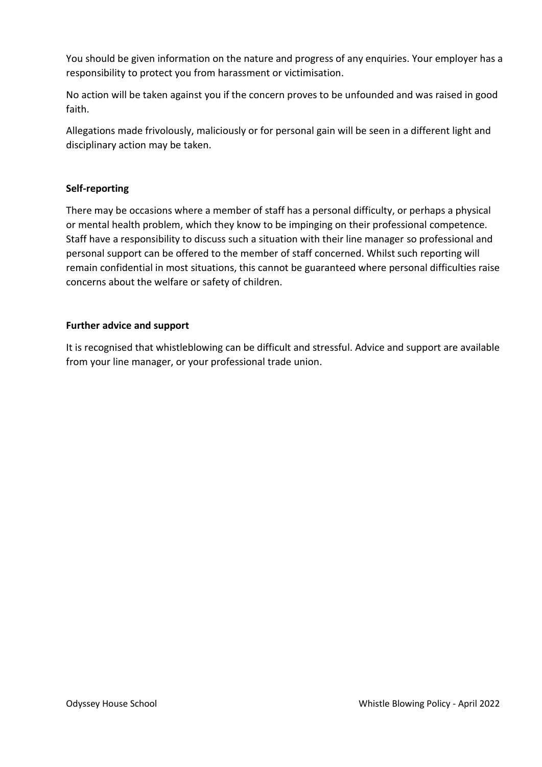You should be given information on the nature and progress of any enquiries. Your employer has a responsibility to protect you from harassment or victimisation.

No action will be taken against you if the concern proves to be unfounded and was raised in good faith.

Allegations made frivolously, maliciously or for personal gain will be seen in a different light and disciplinary action may be taken.

**Self-reporting**

There may be occasions where a member of staff has a personal difficulty, or perhaps a physical or mental health problem, which they know to be impinging on their professional competence. Staff have a responsibility to discuss such a situation with their line manager so professional and personal support can be offered to the member of staff concerned. Whilst such reporting will remain confidential in most situations, this cannot be guaranteed where personal difficulties raise concerns about the welfare or safety of children.

**Further advice and support**

It is recognised that whistleblowing can be difficult and stressful. Advice and support are available from your line manager, or your professional trade union.